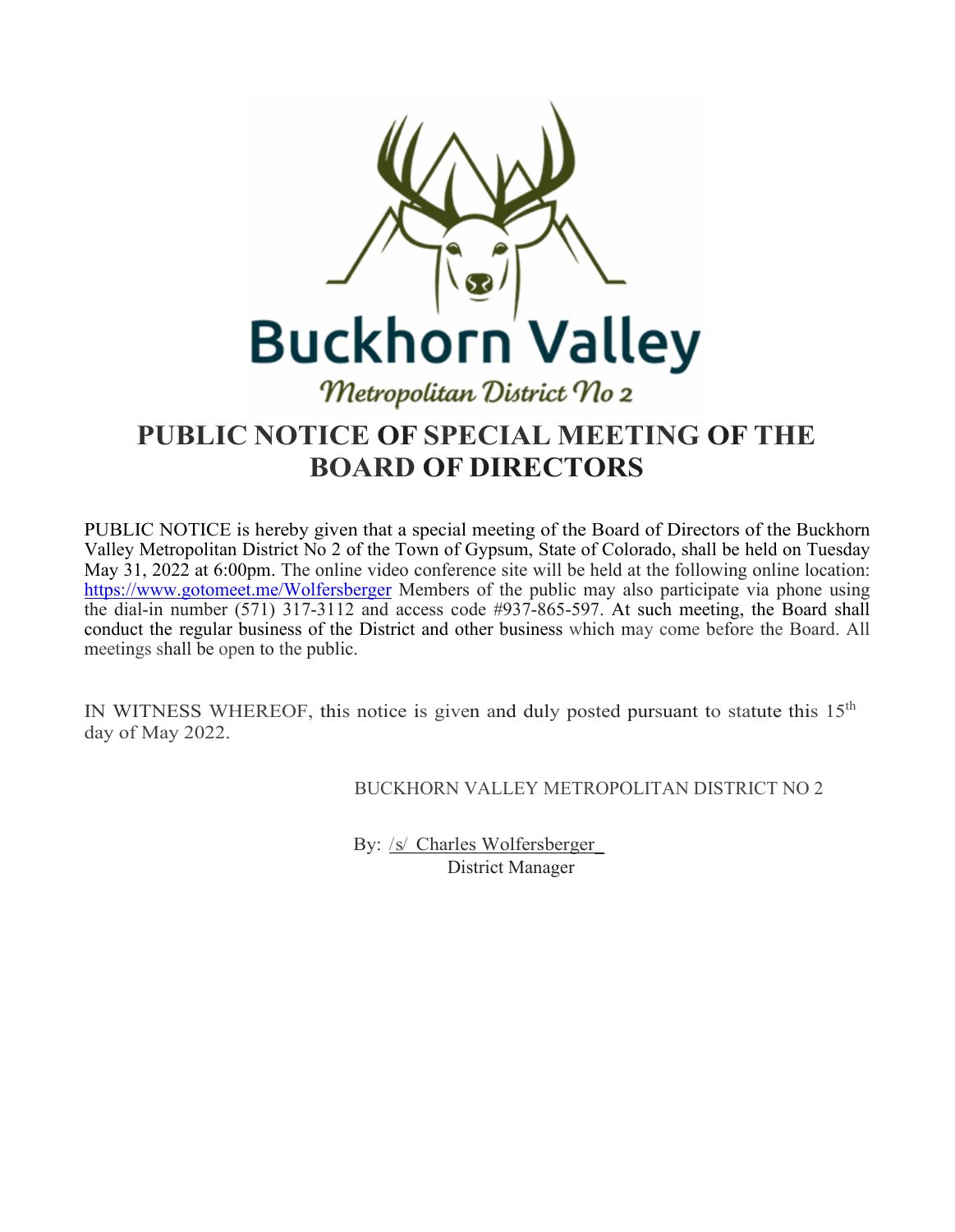Buckhorn Valley

*Metropolitan District No 2*

# PUBLIC NOTICE OF SPECIAL MEETING OF THE BOARD OF DIRECTORS

PUBLIC NOTICE is hereby given that a special meeting of the Board of Directors of the Buckhorn Valley Metropolitan District No 2 of the Town of Gypsum, State of Colorado, shall be held on Tuesday May 31, 2022 at 6:00pm. The online video conference site will be held at the following online location: https://www.gotomeet.me/Wolfersberger Members of the public may also participate via phone using the dial-in number (571) 317-3112 and access code #937-865-597. At such meeting, the Board shall conduct the regular business of the District and other business which may come before the Board. All meetings shall be open to the public.

IN WITNESS WHEREOF, this notice is given and duly posted pursuant to statute this 15th day of May 2022.

BUCKHORN VALLEY METROPOLITAN DISTRICT NO 2

By: /s/ Charles Wolfersberger
District Manager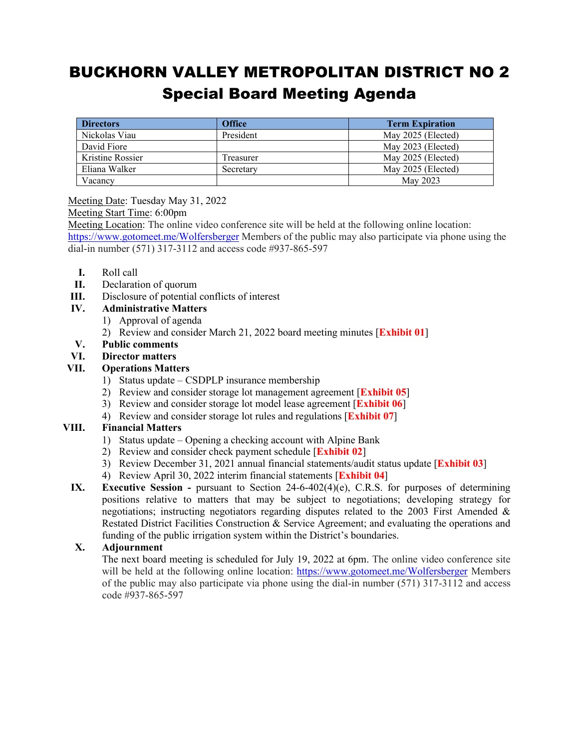# BUCKHORN VALLEY METROPOLITAN DISTRICT NO 2
# Special Board Meeting Agenda

| Directors | Office | Term Expiration |
|---|---|---|
| Nickolas Viau | President | May 2025 (Elected) |
| David Fiore | | May 2023 (Elected) |
| Kristine Rossier | Treasurer | May 2025 (Elected) |
| Eliana Walker | Secretary | May 2025 (Elected) |
| Vacancy | | May 2023 |

Meeting Date: Tuesday May 31, 2022
Meeting Start Time: 6:00pm
Meeting Location: The online video conference site will be held at the following online location: https://www.gotomeet.me/Wolfersberger Members of the public may also participate via phone using the dial-in number (571) 317-3112 and access code #937-865-597

I. Roll call
II. Declaration of quorum
III. Disclosure of potential conflicts of interest
IV. **Administrative Matters**
   1) Approval of agenda
   2) Review and consider March 21, 2022 board meeting minutes [**Exhibit 01**]
V. **Public comments**
VI. **Director matters**
VII. **Operations Matters**
   1) Status update – CSDPLP insurance membership
   2) Review and consider storage lot management agreement [**Exhibit 05**]
   3) Review and consider storage lot model lease agreement [**Exhibit 06**]
   4) Review and consider storage lot rules and regulations [**Exhibit 07**]
VIII. **Financial Matters**
   1) Status update – Opening a checking account with Alpine Bank
   2) Review and consider check payment schedule [**Exhibit 02**]
   3) Review December 31, 2021 annual financial statements/audit status update [**Exhibit 03**]
   4) Review April 30, 2022 interim financial statements [**Exhibit 04**]
IX. **Executive Session -** pursuant to Section 24-6-402(4)(e), C.R.S. for purposes of determining positions relative to matters that may be subject to negotiations; developing strategy for negotiations; instructing negotiators regarding disputes related to the 2003 First Amended & Restated District Facilities Construction & Service Agreement; and evaluating the operations and funding of the public irrigation system within the District's boundaries.
X. **Adjournment**
   The next board meeting is scheduled for July 19, 2022 at 6pm. The online video conference site will be held at the following online location: https://www.gotomeet.me/Wolfersberger Members of the public may also participate via phone using the dial-in number (571) 317-3112 and access code #937-865-597